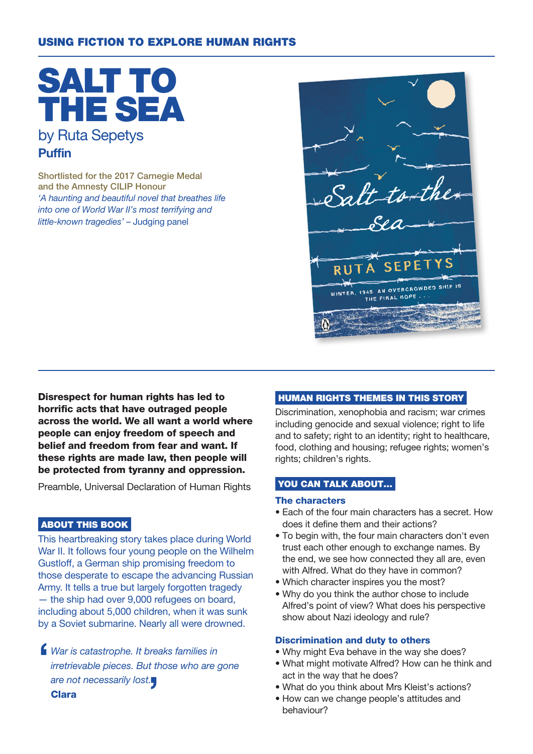USING FICTION TO EXPLORE HUMAN RIGHTS

# SALT TO THE SEA

by Ruta Sepetys

**Puffin**

Shortlisted for the 2017 Carnegie Medal and the Amnesty CILIP Honour

*'A haunting and beautiful novel that breathes life into one of World War II's most terrifying and little-known tragedies'* – Judging panel

**Disrespect for human rights has led to horrific acts that have outraged people across the world. We all want a world where people can enjoy freedom of speech and belief and freedom from fear and want. If these rights are made law, then people will be protected from tyranny and oppression.**

Preamble, Universal Declaration of Human Rights

## ABOUT THIS BOOK

This heartbreaking story takes place during World War II. It follows four young people on the Wilhelm Gustloff, a German ship promising freedom to those desperate to escape the advancing Russian Army. It tells a true but largely forgotten tragedy — the ship had over 9,000 refugees on board, including about 5,000 children, when it was sunk by a Soviet submarine. Nearly all were drowned.

> *War is catastrophe. It breaks families in irretrievable pieces. But those who are gone are not necessarily lost.*
>
> **Clara**

## HUMAN RIGHTS THEMES IN THIS STORY

Discrimination, xenophobia and racism; war crimes including genocide and sexual violence; right to life and to safety; right to an identity; right to healthcare, food, clothing and housing; refugee rights; women's rights; children's rights.

## YOU CAN TALK ABOUT...

### The characters

- Each of the four main characters has a secret. How does it define them and their actions?
- To begin with, the four main characters don't even trust each other enough to exchange names. By the end, we see how connected they all are, even with Alfred. What do they have in common?
- Which character inspires you the most?
- Why do you think the author chose to include Alfred's point of view? What does his perspective show about Nazi ideology and rule?

### Discrimination and duty to others

- Why might Eva behave in the way she does?
- What might motivate Alfred? How can he think and act in the way that he does?
- What do you think about Mrs Kleist's actions?
- How can we change people's attitudes and behaviour?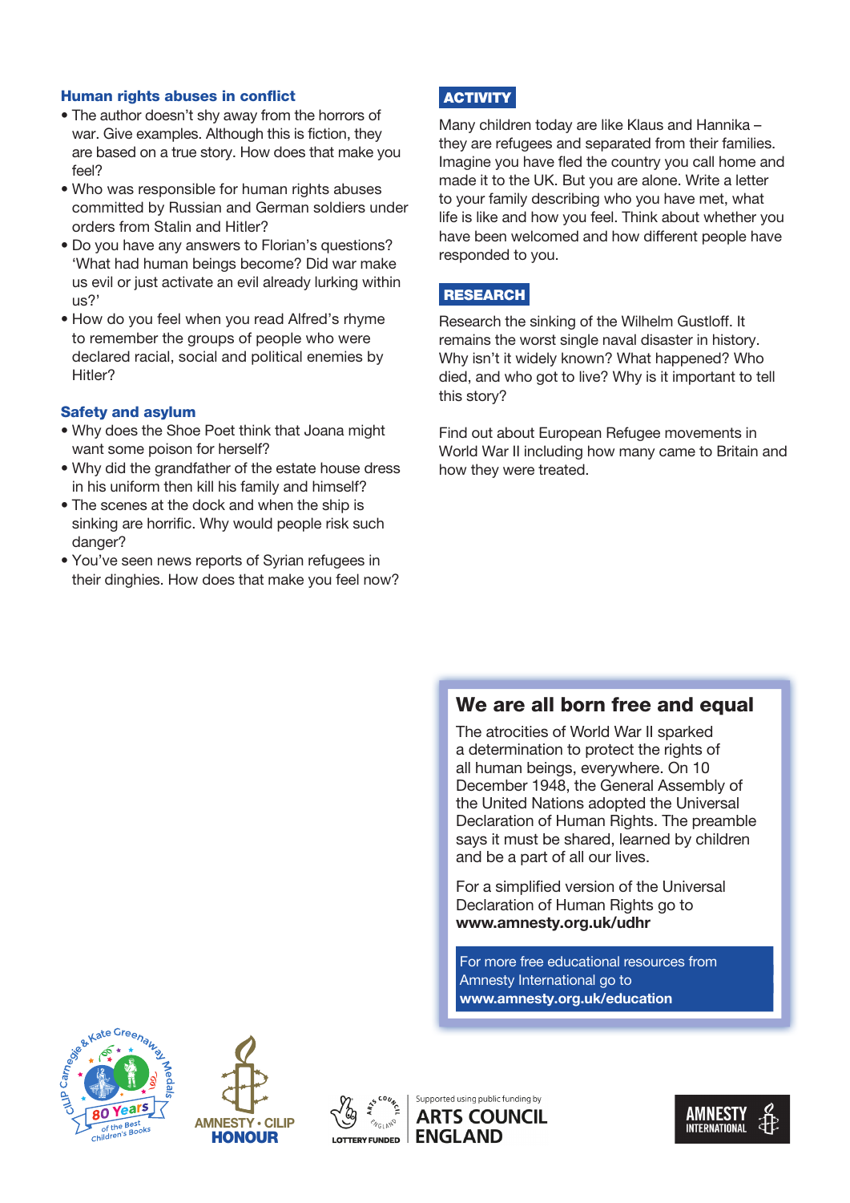### Human rights abuses in conflict

- The author doesn't shy away from the horrors of war. Give examples. Although this is fiction, they are based on a true story. How does that make you feel?
- Who was responsible for human rights abuses committed by Russian and German soldiers under orders from Stalin and Hitler?
- Do you have any answers to Florian's questions? 'What had human beings become? Did war make us evil or just activate an evil already lurking within us?'
- How do you feel when you read Alfred's rhyme to remember the groups of people who were declared racial, social and political enemies by Hitler?

### Safety and asylum

- Why does the Shoe Poet think that Joana might want some poison for herself?
- Why did the grandfather of the estate house dress in his uniform then kill his family and himself?
- The scenes at the dock and when the ship is sinking are horrific. Why would people risk such danger?
- You've seen news reports of Syrian refugees in their dinghies. How does that make you feel now?

### ACTIVITY

Many children today are like Klaus and Hannika – they are refugees and separated from their families. Imagine you have fled the country you call home and made it to the UK. But you are alone. Write a letter to your family describing who you have met, what life is like and how you feel. Think about whether you have been welcomed and how different people have responded to you.

### RESEARCH

Research the sinking of the Wilhelm Gustloff. It remains the worst single naval disaster in history. Why isn't it widely known? What happened? Who died, and who got to live? Why is it important to tell this story?

Find out about European Refugee movements in World War II including how many came to Britain and how they were treated.

## We are all born free and equal

The atrocities of World War II sparked a determination to protect the rights of all human beings, everywhere. On 10 December 1948, the General Assembly of the United Nations adopted the Universal Declaration of Human Rights. The preamble says it must be shared, learned by children and be a part of all our lives.

For a simplified version of the Universal Declaration of Human Rights go to **www.amnesty.org.uk/udhr**

For more free educational resources from Amnesty International go to **www.amnesty.org.uk/education**

CILIP Carnegie & Kate Greenaway Medals 80 Years of the Best Children's Books

AMNESTY • CILIP HONOUR

LOTTERY FUNDED

Supported using public funding by ARTS COUNCIL ENGLAND

AMNESTY INTERNATIONAL